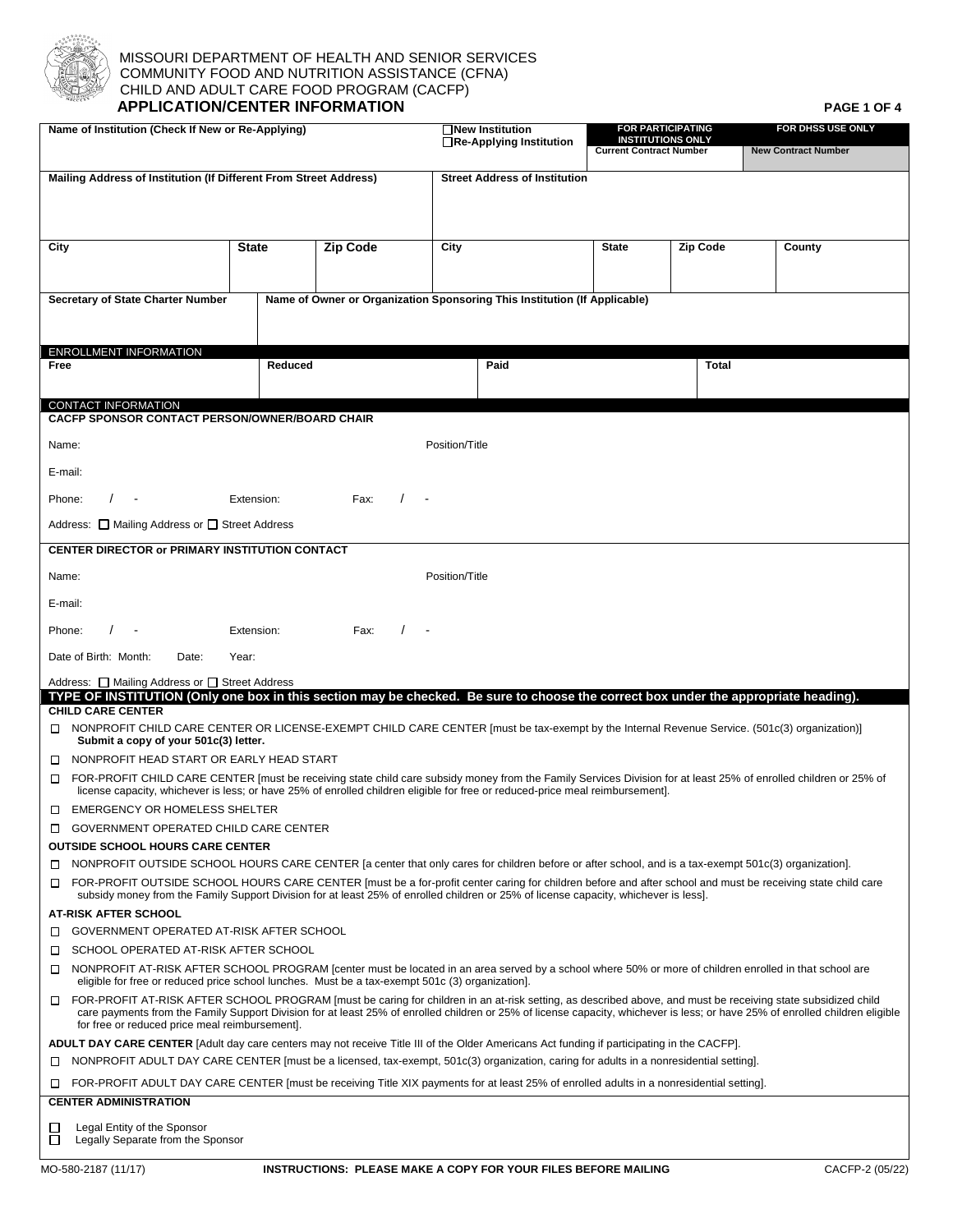MISSOURI DEPARTMENT OF HEALTH AND SENIOR SERVICES
COMMUNITY FOOD AND NUTRITION ASSISTANCE (CFNA)
CHILD AND ADULT CARE FOOD PROGRAM (CACFP)

# APPLICATION/CENTER INFORMATION

| Name of Institution (Check If New or Re-Applying) | ☐ New Institution ☐ Re-Applying Institution | FOR PARTICIPATING INSTITUTIONS ONLY Current Contract Number | FOR DHSS USE ONLY New Contract Number |
|---|---|---|---|
| | | | |

| Mailing Address of Institution (If Different From Street Address) | | | Street Address of Institution | | | |
|---|---|---|---|---|---|---|
| City | State | Zip Code | City | State | Zip Code | County |
| | | | | | | |

| Secretary of State Charter Number | Name of Owner or Organization Sponsoring This Institution (If Applicable) |
|---|---|
| | |

## ENROLLMENT INFORMATION

| Free | Reduced | Paid | Total |
|---|---|---|---|
| | | | |

## CONTACT INFORMATION

**CACFP SPONSOR CONTACT PERSON/OWNER/BOARD CHAIR**

Name: Position/Title

E-mail:

Phone: / - Extension: Fax: / -

Address: ☐ Mailing Address or ☐ Street Address

**CENTER DIRECTOR or PRIMARY INSTITUTION CONTACT**

Name: Position/Title

E-mail:

Phone: / - Extension: Fax: / -

Date of Birth: Month: Date: Year:

Address: ☐ Mailing Address or ☐ Street Address

## TYPE OF INSTITUTION (Only one box in this section may be checked. Be sure to choose the correct box under the appropriate heading).

**CHILD CARE CENTER**

- ☐ NONPROFIT CHILD CARE CENTER OR LICENSE-EXEMPT CHILD CARE CENTER [must be tax-exempt by the Internal Revenue Service. (501c(3) organization)] **Submit a copy of your 501c(3) letter.**
- ☐ NONPROFIT HEAD START OR EARLY HEAD START
- ☐ FOR-PROFIT CHILD CARE CENTER [must be receiving state child care subsidy money from the Family Services Division for at least 25% of enrolled children or 25% of license capacity, whichever is less; or have 25% of enrolled children eligible for free or reduced-price meal reimbursement].
- ☐ EMERGENCY OR HOMELESS SHELTER
- ☐ GOVERNMENT OPERATED CHILD CARE CENTER

**OUTSIDE SCHOOL HOURS CARE CENTER**

- ☐ NONPROFIT OUTSIDE SCHOOL HOURS CARE CENTER [a center that only cares for children before or after school, and is a tax-exempt 501c(3) organization].
- ☐ FOR-PROFIT OUTSIDE SCHOOL HOURS CARE CENTER [must be a for-profit center caring for children before and after school and must be receiving state child care subsidy money from the Family Support Division for at least 25% of enrolled children or 25% of license capacity, whichever is less].

**AT-RISK AFTER SCHOOL**

- ☐ GOVERNMENT OPERATED AT-RISK AFTER SCHOOL
- ☐ SCHOOL OPERATED AT-RISK AFTER SCHOOL
- ☐ NONPROFIT AT-RISK AFTER SCHOOL PROGRAM [center must be located in an area served by a school where 50% or more of children enrolled in that school are eligible for free or reduced price school lunches. Must be a tax-exempt 501c (3) organization].
- ☐ FOR-PROFIT AT-RISK AFTER SCHOOL PROGRAM [must be caring for children in an at-risk setting, as described above, and must be receiving state subsidized child care payments from the Family Support Division for at least 25% of enrolled children or 25% of license capacity, whichever is less; or have 25% of enrolled children eligible for free or reduced price meal reimbursement].

**ADULT DAY CARE CENTER** [Adult day care centers may not receive Title III of the Older Americans Act funding if participating in the CACFP].

- ☐ NONPROFIT ADULT DAY CARE CENTER [must be a licensed, tax-exempt, 501c(3) organization, caring for adults in a nonresidential setting].
- ☐ FOR-PROFIT ADULT DAY CARE CENTER [must be receiving Title XIX payments for at least 25% of enrolled adults in a nonresidential setting].

**CENTER ADMINISTRATION**

- ☐ Legal Entity of the Sponsor
- ☐ Legally Separate from the Sponsor

MO-580-2187 (11/17) **INSTRUCTIONS: PLEASE MAKE A COPY FOR YOUR FILES BEFORE MAILING** CACFP-2 (05/22)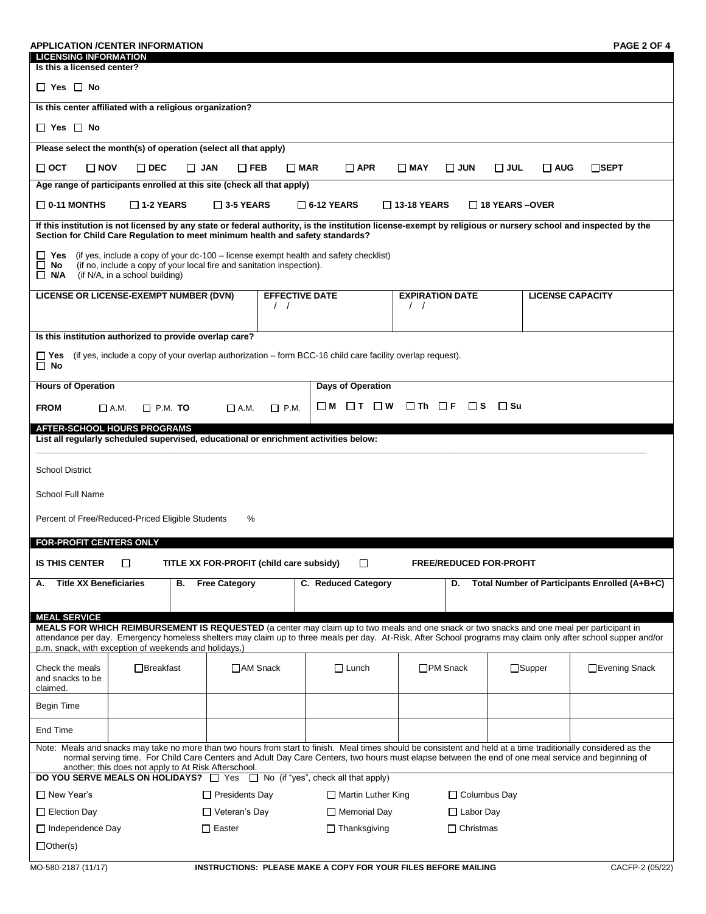## APPLICATION /CENTER INFORMATION

### LICENSING INFORMATION

**Is this a licensed center?**

☐ **Yes** ☐ **No**

**Is this center affiliated with a religious organization?**

☐ **Yes** ☐ **No**

**Please select the month(s) of operation (select all that apply)**

☐ **OCT** ☐ **NOV** ☐ **DEC** ☐ **JAN** ☐ **FEB** ☐ **MAR** ☐ **APR** ☐ **MAY** ☐ **JUN** ☐ **JUL** ☐ **AUG** ☐ **SEPT**

**Age range of participants enrolled at this site (check all that apply)**

☐ **0-11 MONTHS** ☐ **1-2 YEARS** ☐ **3-5 YEARS** ☐ **6-12 YEARS** ☐ **13-18 YEARS** ☐ **18 YEARS –OVER**

**If this institution is not licensed by any state or federal authority, is the institution license-exempt by religious or nursery school and inspected by the Section for Child Care Regulation to meet minimum health and safety standards?**

☐ **Yes** (if yes, include a copy of your dc-100 – license exempt health and safety checklist)
☐ **No** (if no, include a copy of your local fire and sanitation inspection).
☐ **N/A** (if N/A, in a school building)

| LICENSE OR LICENSE-EXEMPT NUMBER (DVN) | EFFECTIVE DATE | EXPIRATION DATE | LICENSE CAPACITY |
|---|---|---|---|
| | / / | / / | |

**Is this institution authorized to provide overlap care?**

☐ **Yes** (if yes, include a copy of your overlap authorization – form BCC-16 child care facility overlap request).
☐ **No**

| Hours of Operation | Days of Operation |
|---|---|
| **FROM** ☐ A.M. ☐ P.M. **TO** ☐ A.M. ☐ P.M. | ☐ **M** ☐ **T** ☐ **W** ☐ **Th** ☐ **F** ☐ **S** ☐ **Su** |

### AFTER-SCHOOL HOURS PROGRAMS

**List all regularly scheduled supervised, educational or enrichment activities below:**

School District

School Full Name

Percent of Free/Reduced-Priced Eligible Students %

### FOR-PROFIT CENTERS ONLY

**IS THIS CENTER** ☐ **TITLE XX FOR-PROFIT (child care subsidy)** ☐ **FREE/REDUCED FOR-PROFIT**

| A. Title XX Beneficiaries | B. Free Category | C. Reduced Category | D. Total Number of Participants Enrolled (A+B+C) |
|---|---|---|---|
| | | | |

### MEAL SERVICE

**MEALS FOR WHICH REIMBURSEMENT IS REQUESTED** (a center may claim up to two meals and one snack or two snacks and one meal per participant in attendance per day. Emergency homeless shelters may claim up to three meals per day. At-Risk, After School programs may claim only after school supper and/or p.m. snack, with exception of weekends and holidays.)

| Check the meals and snacks to be claimed. | ☐ Breakfast | ☐ AM Snack | ☐ Lunch | ☐ PM Snack | ☐ Supper | ☐ Evening Snack |
|---|---|---|---|---|---|---|
| Begin Time | | | | | | |
| End Time | | | | | | |

Note: Meals and snacks may take no more than two hours from start to finish. Meal times should be consistent and held at a time traditionally considered as the normal serving time. For Child Care Centers and Adult Day Care Centers, two hours must elapse between the end of one meal service and beginning of another; this does not apply to At Risk Afterschool.

**DO YOU SERVE MEALS ON HOLIDAYS?** ☐ Yes ☐ No (if "yes", check all that apply)

| | | | |
|---|---|---|---|
| ☐ New Year's | ☐ Presidents Day | ☐ Martin Luther King | ☐ Columbus Day |
| ☐ Election Day | ☐ Veteran's Day | ☐ Memorial Day | ☐ Labor Day |
| ☐ Independence Day | ☐ Easter | ☐ Thanksgiving | ☐ Christmas |
| ☐ Other(s) | | | |

MO-580-2187 (11/17) **INSTRUCTIONS: PLEASE MAKE A COPY FOR YOUR FILES BEFORE MAILING** CACFP-2 (05/22)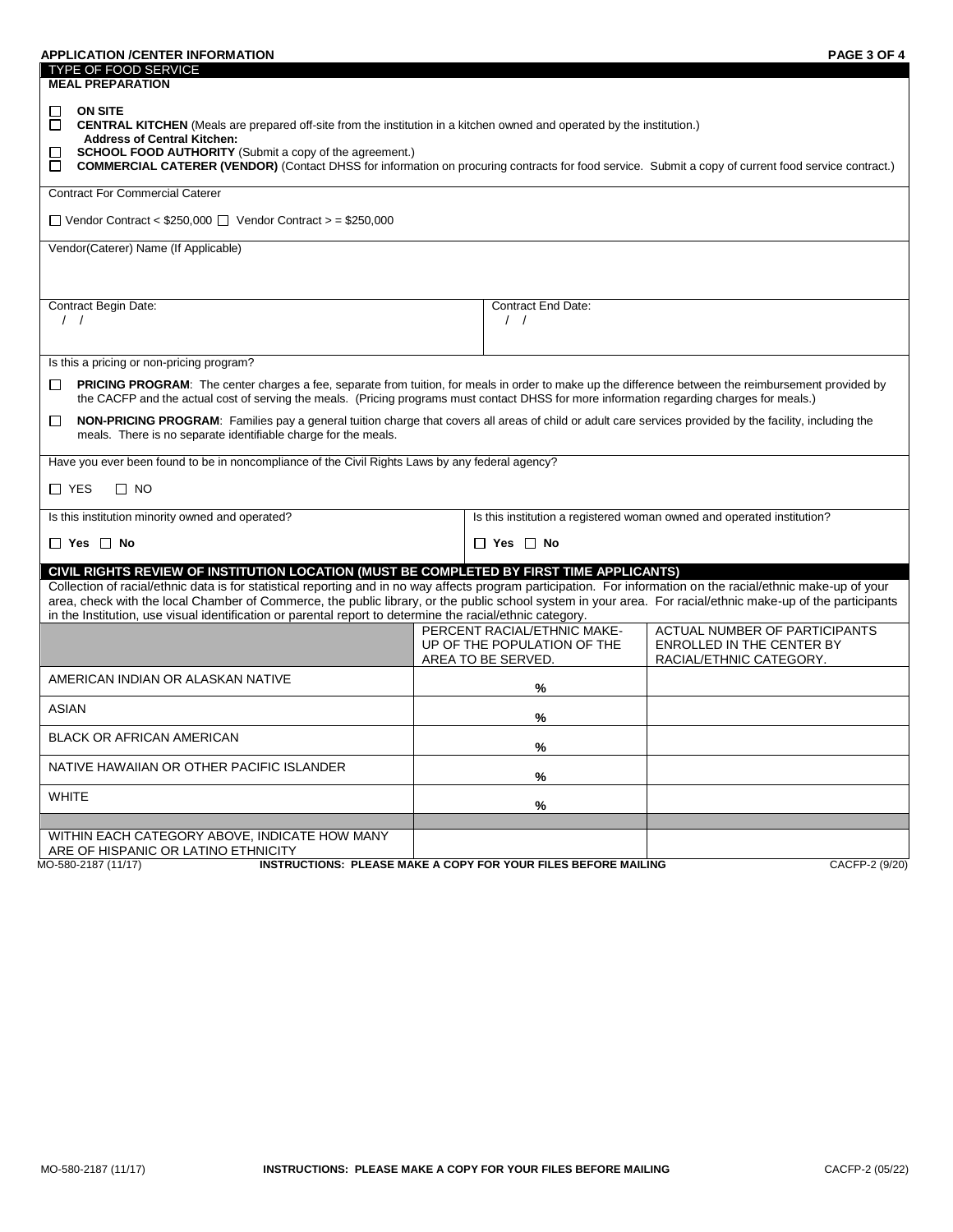## APPLICATION /CENTER INFORMATION

### TYPE OF FOOD SERVICE

**MEAL PREPARATION**

- ☐ **ON SITE**
- ☐ **CENTRAL KITCHEN** (Meals are prepared off-site from the institution in a kitchen owned and operated by the institution.)
  **Address of Central Kitchen:**
- ☐ **SCHOOL FOOD AUTHORITY** (Submit a copy of the agreement.)
- ☐ **COMMERCIAL CATERER (VENDOR)** (Contact DHSS for information on procuring contracts for food service. Submit a copy of current food service contract.)

Contract For Commercial Caterer

☐ Vendor Contract < $250,000 ☐ Vendor Contract > = $250,000

Vendor(Caterer) Name (If Applicable)

| Contract Begin Date: | Contract End Date: |
|---|---|
| / / | / / |

Is this a pricing or non-pricing program?

- ☐ **PRICING PROGRAM**: The center charges a fee, separate from tuition, for meals in order to make up the difference between the reimbursement provided by the CACFP and the actual cost of serving the meals. (Pricing programs must contact DHSS for more information regarding charges for meals.)
- ☐ **NON-PRICING PROGRAM**: Families pay a general tuition charge that covers all areas of child or adult care services provided by the facility, including the meals. There is no separate identifiable charge for the meals.

Have you ever been found to be in noncompliance of the Civil Rights Laws by any federal agency?

☐ YES ☐ NO

| Is this institution minority owned and operated? | Is this institution a registered woman owned and operated institution? |
|---|---|
| ☐ **Yes** ☐ **No** | ☐ **Yes** ☐ **No** |

### CIVIL RIGHTS REVIEW OF INSTITUTION LOCATION (MUST BE COMPLETED BY FIRST TIME APPLICANTS)

Collection of racial/ethnic data is for statistical reporting and in no way affects program participation. For information on the racial/ethnic make-up of your area, check with the local Chamber of Commerce, the public library, or the public school system in your area. For racial/ethnic make-up of the participants in the Institution, use visual identification or parental report to determine the racial/ethnic category.

| | PERCENT RACIAL/ETHNIC MAKE-UP OF THE POPULATION OF THE AREA TO BE SERVED. | ACTUAL NUMBER OF PARTICIPANTS ENROLLED IN THE CENTER BY RACIAL/ETHNIC CATEGORY. |
|---|---|---|
| AMERICAN INDIAN OR ALASKAN NATIVE | % | |
| ASIAN | % | |
| BLACK OR AFRICAN AMERICAN | % | |
| NATIVE HAWAIIAN OR OTHER PACIFIC ISLANDER | % | |
| WHITE | % | |
| | | |
| WITHIN EACH CATEGORY ABOVE, INDICATE HOW MANY ARE OF HISPANIC OR LATINO ETHNICITY | | |

MO-580-2187 (11/17) **INSTRUCTIONS: PLEASE MAKE A COPY FOR YOUR FILES BEFORE MAILING** CACFP-2 (9/20)

MO-580-2187 (11/17) **INSTRUCTIONS: PLEASE MAKE A COPY FOR YOUR FILES BEFORE MAILING** CACFP-2 (05/22)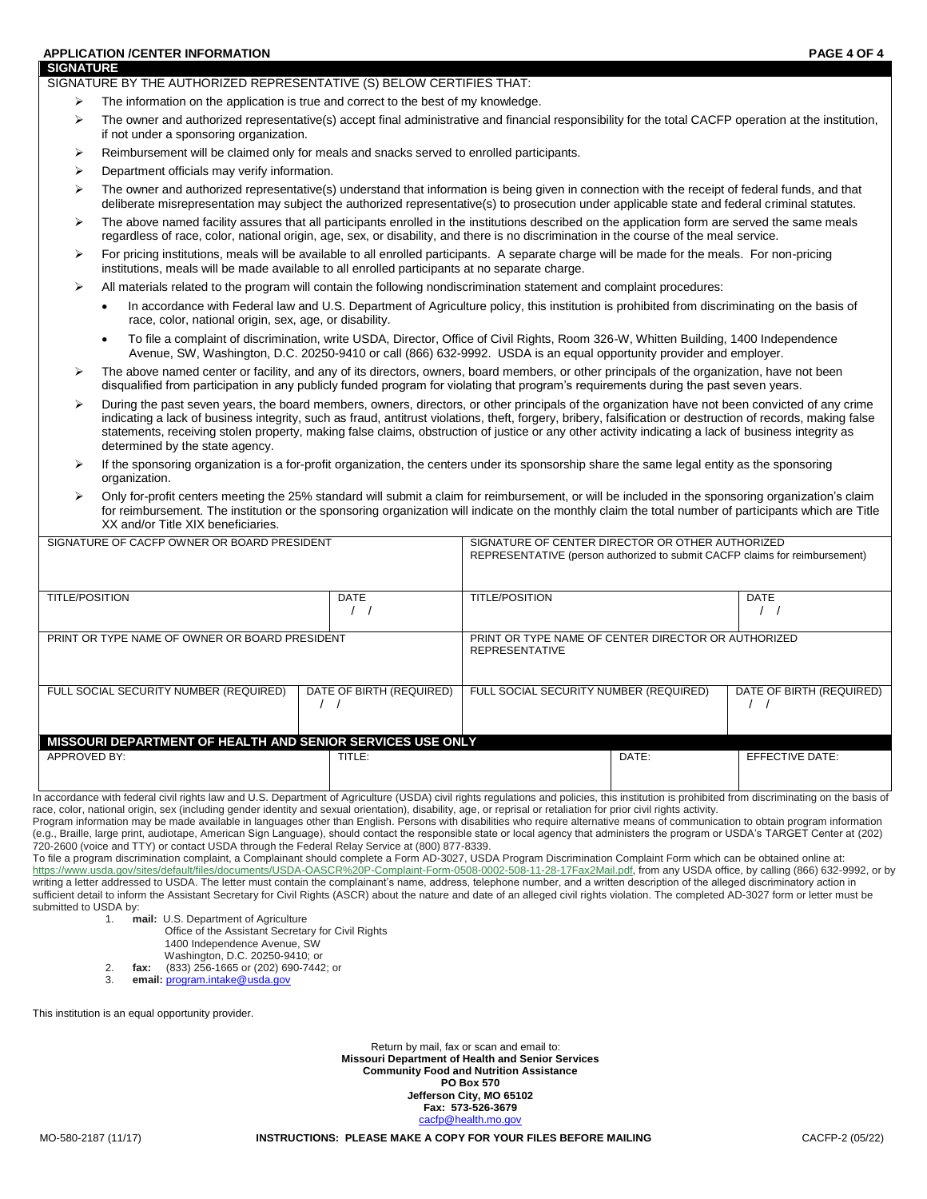## APPLICATION /CENTER INFORMATION

### SIGNATURE

SIGNATURE BY THE AUTHORIZED REPRESENTATIVE (S) BELOW CERTIFIES THAT:

- The information on the application is true and correct to the best of my knowledge.
- The owner and authorized representative(s) accept final administrative and financial responsibility for the total CACFP operation at the institution, if not under a sponsoring organization.
- Reimbursement will be claimed only for meals and snacks served to enrolled participants.
- Department officials may verify information.
- The owner and authorized representative(s) understand that information is being given in connection with the receipt of federal funds, and that deliberate misrepresentation may subject the authorized representative(s) to prosecution under applicable state and federal criminal statutes.
- The above named facility assures that all participants enrolled in the institutions described on the application form are served the same meals regardless of race, color, national origin, age, sex, or disability, and there is no discrimination in the course of the meal service.
- For pricing institutions, meals will be available to all enrolled participants. A separate charge will be made for the meals. For non-pricing institutions, meals will be made available to all enrolled participants at no separate charge.
- All materials related to the program will contain the following nondiscrimination statement and complaint procedures:
  - In accordance with Federal law and U.S. Department of Agriculture policy, this institution is prohibited from discriminating on the basis of race, color, national origin, sex, age, or disability.
  - To file a complaint of discrimination, write USDA, Director, Office of Civil Rights, Room 326-W, Whitten Building, 1400 Independence Avenue, SW, Washington, D.C. 20250-9410 or call (866) 632-9992. USDA is an equal opportunity provider and employer.
- The above named center or facility, and any of its directors, owners, board members, or other principals of the organization, have not been disqualified from participation in any publicly funded program for violating that program's requirements during the past seven years.
- During the past seven years, the board members, owners, directors, or other principals of the organization have not been convicted of any crime indicating a lack of business integrity, such as fraud, antitrust violations, theft, forgery, bribery, falsification or destruction of records, making false statements, receiving stolen property, making false claims, obstruction of justice or any other activity indicating a lack of business integrity as determined by the state agency.
- If the sponsoring organization is a for-profit organization, the centers under its sponsorship share the same legal entity as the sponsoring organization.
- Only for-profit centers meeting the 25% standard will submit a claim for reimbursement, or will be included in the sponsoring organization's claim for reimbursement. The institution or the sponsoring organization will indicate on the monthly claim the total number of participants which are Title XX and/or Title XIX beneficiaries.

| | | | |
|---|---|---|---|
| SIGNATURE OF CACFP OWNER OR BOARD PRESIDENT | | SIGNATURE OF CENTER DIRECTOR OR OTHER AUTHORIZED REPRESENTATIVE (person authorized to submit CACFP claims for reimbursement) | |
| TITLE/POSITION | DATE / / | TITLE/POSITION | DATE / / |
| PRINT OR TYPE NAME OF OWNER OR BOARD PRESIDENT | | PRINT OR TYPE NAME OF CENTER DIRECTOR OR AUTHORIZED REPRESENTATIVE | |
| FULL SOCIAL SECURITY NUMBER (REQUIRED) | DATE OF BIRTH (REQUIRED) / / | FULL SOCIAL SECURITY NUMBER (REQUIRED) | DATE OF BIRTH (REQUIRED) / / |

### MISSOURI DEPARTMENT OF HEALTH AND SENIOR SERVICES USE ONLY

| APPROVED BY: | TITLE: | DATE: | EFFECTIVE DATE: |
|---|---|---|---|
| | | | |

In accordance with federal civil rights law and U.S. Department of Agriculture (USDA) civil rights regulations and policies, this institution is prohibited from discriminating on the basis of race, color, national origin, sex (including gender identity and sexual orientation), disability, age, or reprisal or retaliation for prior civil rights activity.

Program information may be made available in languages other than English. Persons with disabilities who require alternative means of communication to obtain program information (e.g., Braille, large print, audiotape, American Sign Language), should contact the responsible state or local agency that administers the program or USDA's TARGET Center at (202) 720-2600 (voice and TTY) or contact USDA through the Federal Relay Service at (800) 877-8339.

To file a program discrimination complaint, a Complainant should complete a Form AD-3027, USDA Program Discrimination Complaint Form which can be obtained online at: https://www.usda.gov/sites/default/files/documents/USDA-OASCR%20P-Complaint-Form-0508-0002-508-11-28-17Fax2Mail.pdf, from any USDA office, by calling (866) 632-9992, or by writing a letter addressed to USDA. The letter must contain the complainant's name, address, telephone number, and a written description of the alleged discriminatory action in sufficient detail to inform the Assistant Secretary for Civil Rights (ASCR) about the nature and date of an alleged civil rights violation. The completed AD-3027 form or letter must be submitted to USDA by:

1. **mail:** U.S. Department of Agriculture
   Office of the Assistant Secretary for Civil Rights
   1400 Independence Avenue, SW
   Washington, D.C. 20250-9410; or
2. **fax:** (833) 256-1665 or (202) 690-7442; or
3. **email:** program.intake@usda.gov

This institution is an equal opportunity provider.

Return by mail, fax or scan and email to:
**Missouri Department of Health and Senior Services**
**Community Food and Nutrition Assistance**
**PO Box 570**
**Jefferson City, MO 65102**
**Fax: 573-526-3679**
cacfp@health.mo.gov

MO-580-2187 (11/17) **INSTRUCTIONS: PLEASE MAKE A COPY FOR YOUR FILES BEFORE MAILING** CACFP-2 (05/22)